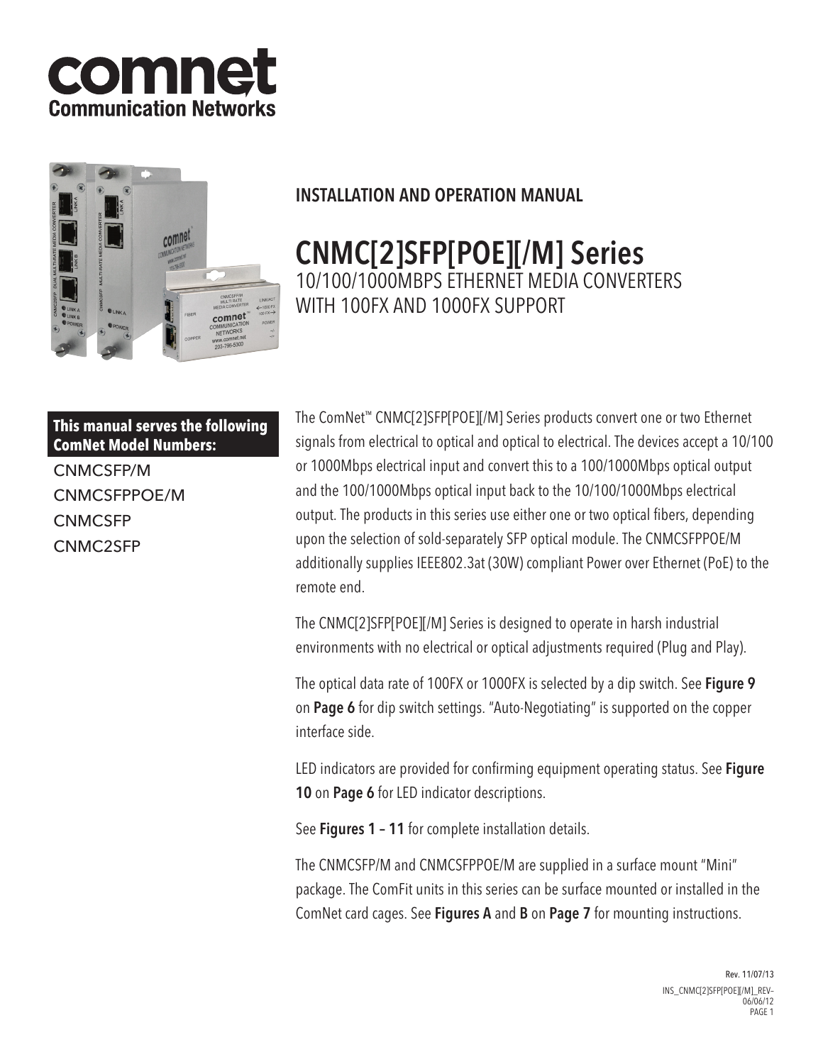# comnet
**Communication Networks**

## INSTALLATION AND OPERATION MANUAL

# CNMC[2]SFP[POE][/M] Series

10/100/1000MBPS ETHERNET MEDIA CONVERTERS WITH 100FX AND 1000FX SUPPORT

**This manual serves the following ComNet Model Numbers:**

CNMCSFP/M
CNMCSFPPOE/M
CNMCSFP
CNMC2SFP

The ComNet™ CNMC[2]SFP[POE][/M] Series products convert one or two Ethernet signals from electrical to optical and optical to electrical. The devices accept a 10/100 or 1000Mbps electrical input and convert this to a 100/1000Mbps optical output and the 100/1000Mbps optical input back to the 10/100/1000Mbps electrical output. The products in this series use either one or two optical fibers, depending upon the selection of sold-separately SFP optical module. The CNMCSFPPOE/M additionally supplies IEEE802.3at (30W) compliant Power over Ethernet (PoE) to the remote end.

The CNMC[2]SFP[POE][/M] Series is designed to operate in harsh industrial environments with no electrical or optical adjustments required (Plug and Play).

The optical data rate of 100FX or 1000FX is selected by a dip switch. See **Figure 9** on **Page 6** for dip switch settings. "Auto-Negotiating" is supported on the copper interface side.

LED indicators are provided for confirming equipment operating status. See **Figure 10** on **Page 6** for LED indicator descriptions.

See **Figures 1 – 11** for complete installation details.

The CNMCSFP/M and CNMCSFPPOE/M are supplied in a surface mount "Mini" package. The ComFit units in this series can be surface mounted or installed in the ComNet card cages. See **Figures A** and **B** on **Page 7** for mounting instructions.

Rev. 11/07/13
INS_CNMC[2]SFP[POE][/M]_REV–06/06/12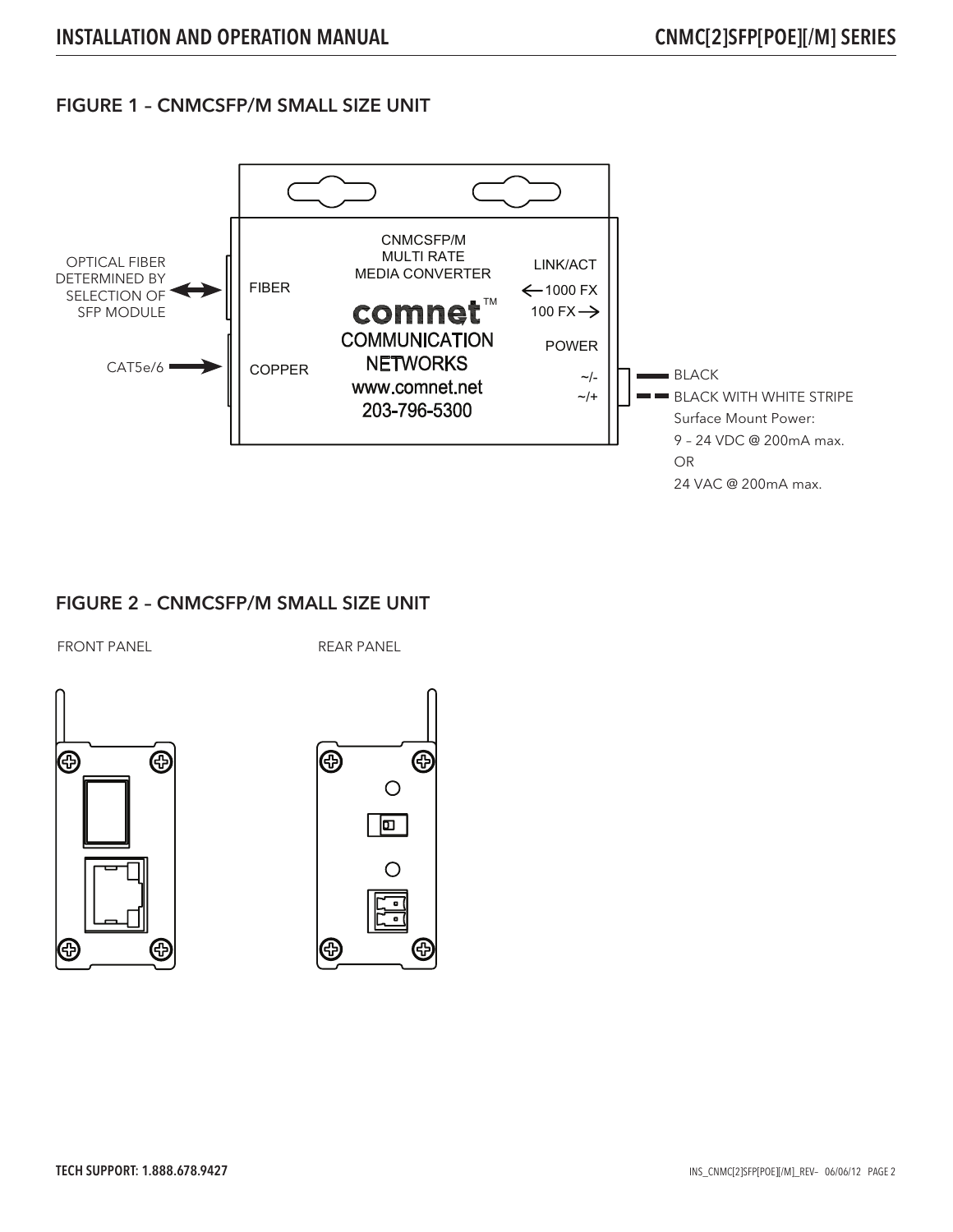## FIGURE 1 – CNMCSFP/M SMALL SIZE UNIT

OPTICAL FIBER DETERMINED BY SELECTION OF SFP MODULE

CAT5e/6

FIBER

COPPER

CNMCSFP/M
MULTI RATE
MEDIA CONVERTER

comnet™
COMMUNICATION
NETWORKS
www.comnet.net
203-796-5300

LINK/ACT
← 1000 FX
100 FX →

POWER

~/-
~/+

BLACK
BLACK WITH WHITE STRIPE
Surface Mount Power:
9 – 24 VDC @ 200mA max.
OR
24 VAC @ 200mA max.

## FIGURE 2 – CNMCSFP/M SMALL SIZE UNIT

FRONT PANEL

REAR PANEL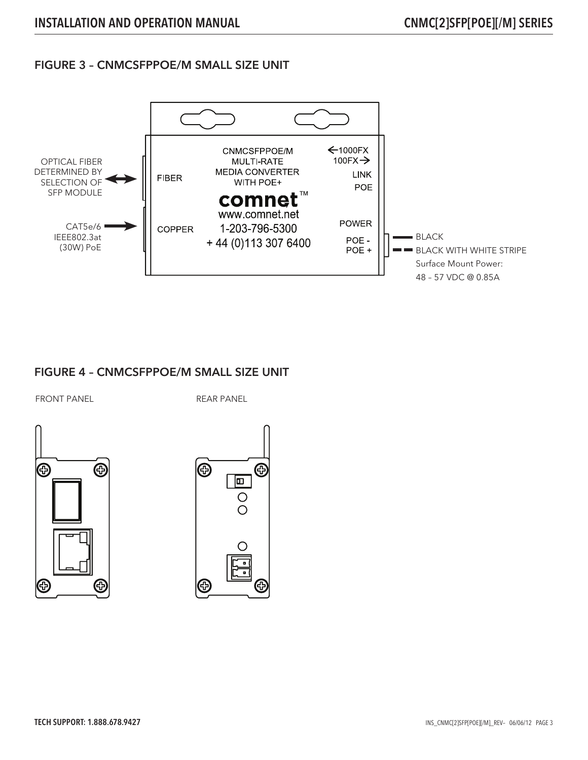## FIGURE 3 – CNMCSFPPOE/M SMALL SIZE UNIT

OPTICAL FIBER DETERMINED BY SELECTION OF SFP MODULE

CAT5e/6 IEEE802.3at (30W) PoE

FIBER

COPPER

CNMCSFPPOE/M
MULTI-RATE
MEDIA CONVERTER
WITH POE+

comnet™
www.comnet.net
1-203-796-5300
+ 44 (0)113 307 6400

←1000FX
100FX→
LINK
POE

POWER

POE -
POE +

BLACK

BLACK WITH WHITE STRIPE

Surface Mount Power:
48 – 57 VDC @ 0.85A

## FIGURE 4 – CNMCSFPPOE/M SMALL SIZE UNIT

FRONT PANEL

REAR PANEL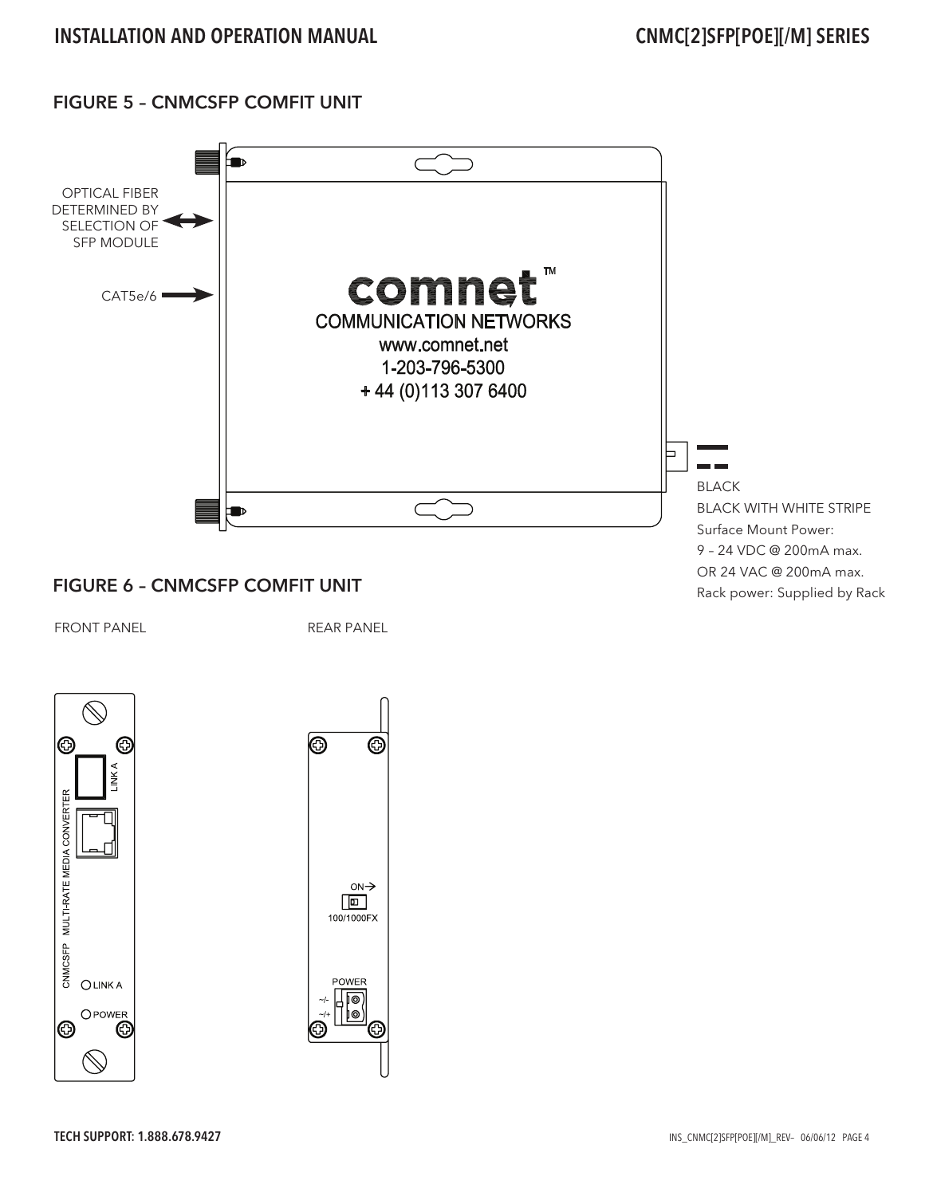## FIGURE 5 – CNMCSFP COMFIT UNIT

OPTICAL FIBER DETERMINED BY SELECTION OF SFP MODULE

CAT5e/6

comnet™
COMMUNICATION NETWORKS
www.comnet.net
1-203-796-5300
+ 44 (0)113 307 6400

BLACK
BLACK WITH WHITE STRIPE
Surface Mount Power:
9 – 24 VDC @ 200mA max.
OR 24 VAC @ 200mA max.
Rack power: Supplied by Rack

## FIGURE 6 – CNMCSFP COMFIT UNIT

FRONT PANEL

LINK A
CNMCSFP MULTI-RATE MEDIA CONVERTER
LINK A
POWER

REAR PANEL

ON→
100/1000FX

POWER
~/-
~/+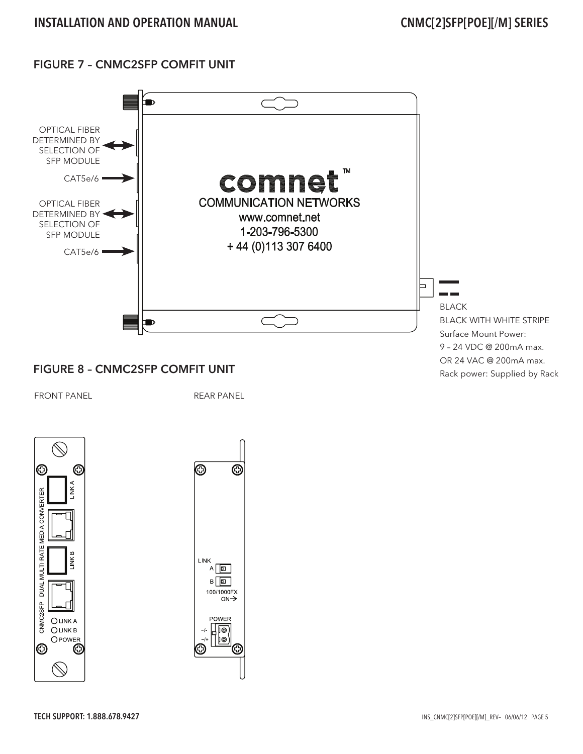## FIGURE 7 – CNMC2SFP COMFIT UNIT

OPTICAL FIBER DETERMINED BY SELECTION OF SFP MODULE

CAT5e/6

OPTICAL FIBER DETERMINED BY SELECTION OF SFP MODULE

CAT5e/6

comnet™
COMMUNICATION NETWORKS
www.comnet.net
1-203-796-5300
+ 44 (0)113 307 6400

BLACK
BLACK WITH WHITE STRIPE
Surface Mount Power:
9 – 24 VDC @ 200mA max.
OR 24 VAC @ 200mA max.
Rack power: Supplied by Rack

## FIGURE 8 – CNMC2SFP COMFIT UNIT

FRONT PANEL

CNMC2SFP DUAL MULTI-RATE MEDIA CONVERTER
LINK A
LINK B
LINK A
LINK B
POWER

REAR PANEL

LINK
A
B
100/1000FX
ON→

POWER
~/-
~/+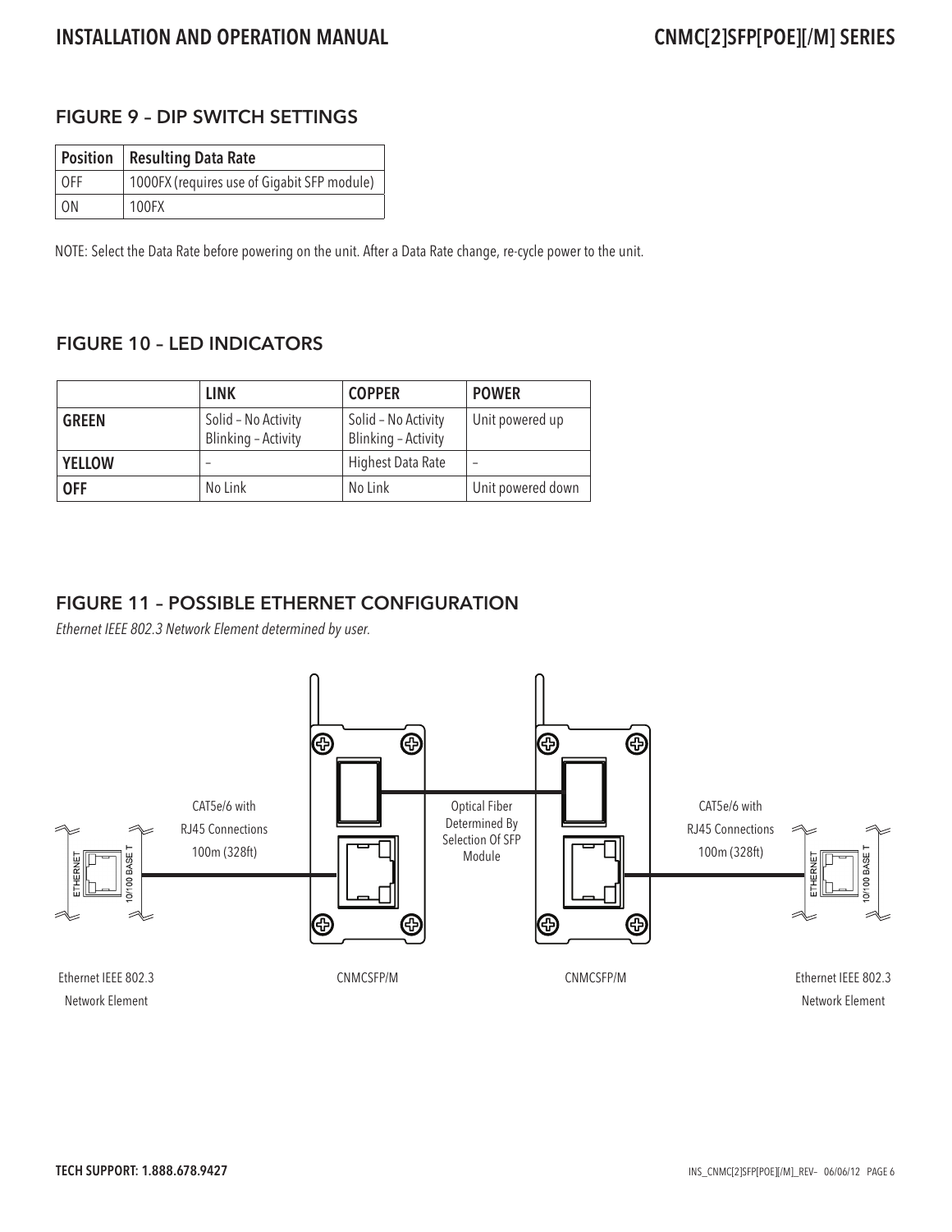## FIGURE 9 – DIP SWITCH SETTINGS

| Position | Resulting Data Rate |
|---|---|
| OFF | 1000FX (requires use of Gigabit SFP module) |
| ON | 100FX |

NOTE: Select the Data Rate before powering on the unit. After a Data Rate change, re-cycle power to the unit.

## FIGURE 10 – LED INDICATORS

| | LINK | COPPER | POWER |
|---|---|---|---|
| **GREEN** | Solid – No Activity<br>Blinking – Activity | Solid – No Activity<br>Blinking – Activity | Unit powered up |
| **YELLOW** | – | Highest Data Rate | – |
| **OFF** | No Link | No Link | Unit powered down |

## FIGURE 11 – POSSIBLE ETHERNET CONFIGURATION

*Ethernet IEEE 802.3 Network Element determined by user.*

ETHERNET 10/100 BASE T

CAT5e/6 with RJ45 Connections 100m (328ft)

Optical Fiber Determined By Selection Of SFP Module

CAT5e/6 with RJ45 Connections 100m (328ft)

ETHERNET 10/100 BASE T

Ethernet IEEE 802.3 Network Element

CNMCSFP/M

CNMCSFP/M

Ethernet IEEE 802.3 Network Element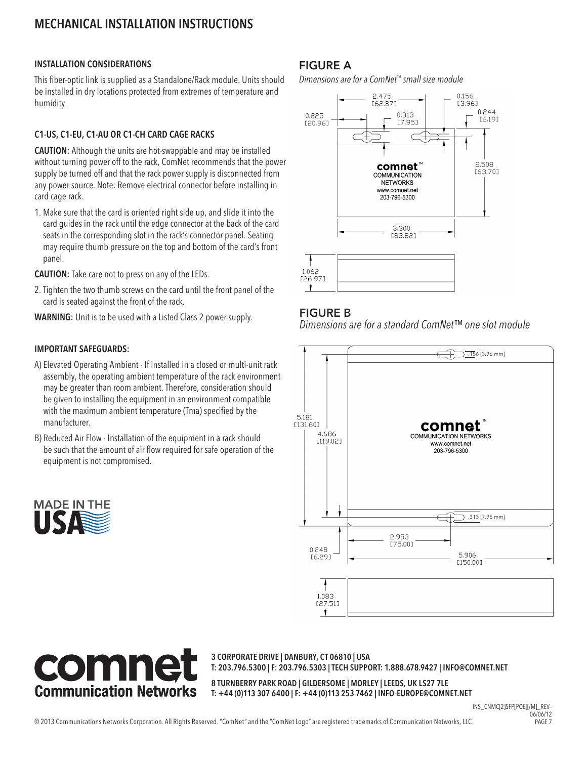# MECHANICAL INSTALLATION INSTRUCTIONS

### INSTALLATION CONSIDERATIONS

This fiber-optic link is supplied as a Standalone/Rack module. Units should be installed in dry locations protected from extremes of temperature and humidity.

### C1-US, C1-EU, C1-AU OR C1-CH CARD CAGE RACKS

**CAUTION:** Although the units are hot-swappable and may be installed without turning power off to the rack, ComNet recommends that the power supply be turned off and that the rack power supply is disconnected from any power source. Note: Remove electrical connector before installing in card cage rack.

1. Make sure that the card is oriented right side up, and slide it into the card guides in the rack until the edge connector at the back of the card seats in the corresponding slot in the rack's connector panel. Seating may require thumb pressure on the top and bottom of the card's front panel.

**CAUTION:** Take care not to press on any of the LEDs.

2. Tighten the two thumb screws on the card until the front panel of the card is seated against the front of the rack.

**WARNING:** Unit is to be used with a Listed Class 2 power supply.

### IMPORTANT SAFEGUARDS:

A) Elevated Operating Ambient - If installed in a closed or multi-unit rack assembly, the operating ambient temperature of the rack environment may be greater than room ambient. Therefore, consideration should be given to installing the equipment in an environment compatible with the maximum ambient temperature (Tma) specified by the manufacturer.

B) Reduced Air Flow - Installation of the equipment in a rack should be such that the amount of air flow required for safe operation of the equipment is not compromised.

MADE IN THE USA

## FIGURE A

*Dimensions are for a ComNet™ small size module*

2.475 [62.87]
0.156 [3.96]
0.244 [6.19]
0.825 [20.96]
0.313 [7.95]
comnet™ COMMUNICATION NETWORKS www.comnet.net 203-796-5300
2.508 [63.70]
3.300 [83.82]
1.062 [26.97]

## FIGURE B

*Dimensions are for a standard ComNet™ one slot module*

.156 [3.96 mm]
5.181 [131.60]
4.686 [119.02]
comnet™ COMMUNICATION NETWORKS www.comnet.net 203-796-5300
.313 [7.95 mm]
2.953 [75.00]
0.248 [6.29]
5.906 [150.00]
1.083 [27.51]

comnet Communication Networks

**3 CORPORATE DRIVE | DANBURY, CT 06810 | USA**
**T: 203.796.5300 | F: 203.796.5303 | TECH SUPPORT: 1.888.678.9427 | INFO@COMNET.NET**

**8 TURNBERRY PARK ROAD | GILDERSOME | MORLEY | LEEDS, UK LS27 7LE**
**T: +44 (0)113 307 6400 | F: +44 (0)113 253 7462 | INFO-EUROPE@COMNET.NET**

INS_CNMC[2]SFP[POE][/M]_REV– 06/06/12

© 2013 Communications Networks Corporation. All Rights Reserved. "ComNet" and the "ComNet Logo" are registered trademarks of Communication Networks, LLC.